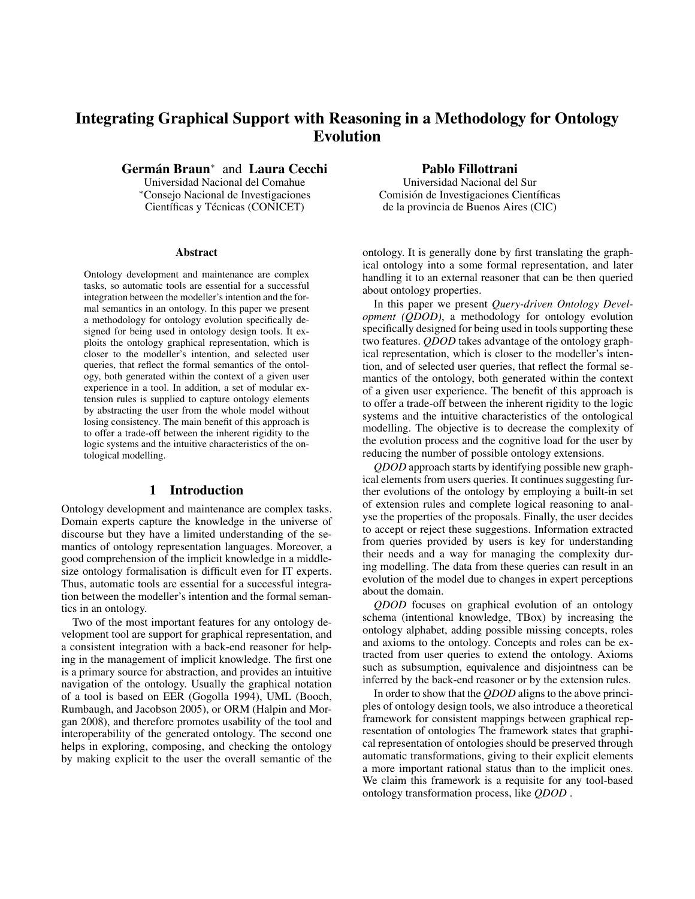# Integrating Graphical Support with Reasoning in a Methodology for Ontology Evolution

**Germán Braun**[*] and **Laura Cecchi**
Universidad Nacional del Comahue
[*]Consejo Nacional de Investigaciones Científicas y Técnicas (CONICET)

**Pablo Fillottrani**
Universidad Nacional del Sur
Comisión de Investigaciones Científicas de la provincia de Buenos Aires (CIC)

### Abstract

Ontology development and maintenance are complex tasks, so automatic tools are essential for a successful integration between the modeller's intention and the formal semantics in an ontology. In this paper we present a methodology for ontology evolution specifically designed for being used in ontology design tools. It exploits the ontology graphical representation, which is closer to the modeller's intention, and selected user queries, that reflect the formal semantics of the ontology, both generated within the context of a given user experience in a tool. In addition, a set of modular extension rules is supplied to capture ontology elements by abstracting the user from the whole model without losing consistency. The main benefit of this approach is to offer a trade-off between the inherent rigidity to the logic systems and the intuitive characteristics of the ontological modelling.

## 1 Introduction

Ontology development and maintenance are complex tasks. Domain experts capture the knowledge in the universe of discourse but they have a limited understanding of the semantics of ontology representation languages. Moreover, a good comprehension of the implicit knowledge in a middle-size ontology formalisation is difficult even for IT experts. Thus, automatic tools are essential for a successful integration between the modeller's intention and the formal semantics in an ontology.

Two of the most important features for any ontology development tool are support for graphical representation, and a consistent integration with a back-end reasoner for helping in the management of implicit knowledge. The first one is a primary source for abstraction, and provides an intuitive navigation of the ontology. Usually the graphical notation of a tool is based on EER (Gogolla 1994), UML (Booch, Rumbaugh, and Jacobson 2005), or ORM (Halpin and Morgan 2008), and therefore promotes usability of the tool and interoperability of the generated ontology. The second one helps in exploring, composing, and checking the ontology by making explicit to the user the overall semantic of the ontology. It is generally done by first translating the graphical ontology into a some formal representation, and later handling it to an external reasoner that can be then queried about ontology properties.

In this paper we present *Query-driven Ontology Development (QDOD)*, a methodology for ontology evolution specifically designed for being used in tools supporting these two features. *QDOD* takes advantage of the ontology graphical representation, which is closer to the modeller's intention, and of selected user queries, that reflect the formal semantics of the ontology, both generated within the context of a given user experience. The benefit of this approach is to offer a trade-off between the inherent rigidity to the logic systems and the intuitive characteristics of the ontological modelling. The objective is to decrease the complexity of the evolution process and the cognitive load for the user by reducing the number of possible ontology extensions.

*QDOD* approach starts by identifying possible new graphical elements from users queries. It continues suggesting further evolutions of the ontology by employing a built-in set of extension rules and complete logical reasoning to analyse the properties of the proposals. Finally, the user decides to accept or reject these suggestions. Information extracted from queries provided by users is key for understanding their needs and a way for managing the complexity during modelling. The data from these queries can result in an evolution of the model due to changes in expert perceptions about the domain.

*QDOD* focuses on graphical evolution of an ontology schema (intentional knowledge, TBox) by increasing the ontology alphabet, adding possible missing concepts, roles and axioms to the ontology. Concepts and roles can be extracted from user queries to extend the ontology. Axioms such as subsumption, equivalence and disjointness can be inferred by the back-end reasoner or by the extension rules.

In order to show that the *QDOD* aligns to the above principles of ontology design tools, we also introduce a theoretical framework for consistent mappings between graphical representation of ontologies The framework states that graphical representation of ontologies should be preserved through automatic transformations, giving to their explicit elements a more important rational status than to the implicit ones. We claim this framework is a requisite for any tool-based ontology transformation process, like *QDOD* .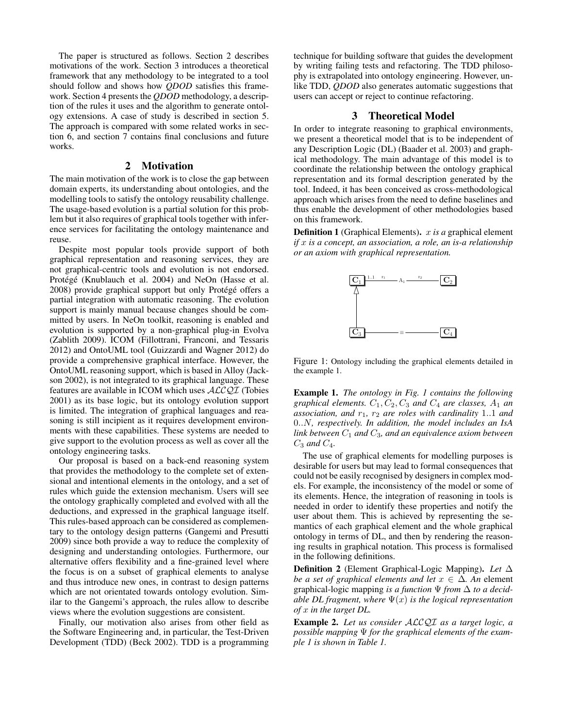The paper is structured as follows. Section 2 describes motivations of the work. Section 3 introduces a theoretical framework that any methodology to be integrated to a tool should follow and shows how *QDOD* satisfies this framework. Section 4 presents the *QDOD* methodology, a description of the rules it uses and the algorithm to generate ontology extensions. A case of study is described in section 5. The approach is compared with some related works in section 6, and section 7 contains final conclusions and future works.

## 2 Motivation

The main motivation of the work is to close the gap between domain experts, its understanding about ontologies, and the modelling tools to satisfy the ontology reusability challenge. The usage-based evolution is a partial solution for this problem but it also requires of graphical tools together with inference services for facilitating the ontology maintenance and reuse.

Despite most popular tools provide support of both graphical representation and reasoning services, they are not graphical-centric tools and evolution is not endorsed. Protégé (Knublauch et al. 2004) and NeOn (Hasse et al. 2008) provide graphical support but only Protégé offers a partial integration with automatic reasoning. The evolution support is mainly manual because changes should be committed by users. In NeOn toolkit, reasoning is enabled and evolution is supported by a non-graphical plug-in Evolva (Zablith 2009). ICOM (Fillottrani, Franconi, and Tessaris 2012) and OntoUML tool (Guizzardi and Wagner 2012) do provide a comprehensive graphical interface. However, the OntoUML reasoning support, which is based in Alloy (Jackson 2002), is not integrated to its graphical language. These features are available in ICOM which uses $\mathcal{ALCQI}$ (Tobies 2001) as its base logic, but its ontology evolution support is limited. The integration of graphical languages and reasoning is still incipient as it requires development environments with these capabilities. These systems are needed to give support to the evolution process as well as cover all the ontology engineering tasks.

Our proposal is based on a back-end reasoning system that provides the methodology to the complete set of extensional and intentional elements in the ontology, and a set of rules which guide the extension mechanism. Users will see the ontology graphically completed and evolved with all the deductions, and expressed in the graphical language itself. This rules-based approach can be considered as complementary to the ontology design patterns (Gangemi and Presutti 2009) since both provide a way to reduce the complexity of designing and understanding ontologies. Furthermore, our alternative offers flexibility and a fine-grained level where the focus is on a subset of graphical elements to analyse and thus introduce new ones, in contrast to design patterns which are not orientated towards ontology evolution. Similar to the Gangemi's approach, the rules allow to describe views where the evolution suggestions are consistent.

Finally, our motivation also arises from other field as the Software Engineering and, in particular, the Test-Driven Development (TDD) (Beck 2002). TDD is a programming technique for building software that guides the development by writing failing tests and refactoring. The TDD philosophy is extrapolated into ontology engineering. However, unlike TDD, *QDOD* also generates automatic suggestions that users can accept or reject to continue refactoring.

## 3 Theoretical Model

In order to integrate reasoning to graphical environments, we present a theoretical model that is to be independent of any Description Logic (DL) (Baader et al. 2003) and graphical methodology. The main advantage of this model is to coordinate the relationship between the ontology graphical representation and its formal description generated by the tool. Indeed, it has been conceived as cross-methodological approach which arises from the need to define baselines and thus enable the development of other methodologies based on this framework.

**Definition 1** (Graphical Elements). *$x$ is a* graphical element *if $x$ is a concept, an association, a role, an is-a relationship or an axiom with graphical representation.*

Figure 1: Ontology including the graphical elements detailed in the example 1.

**Example 1.** *The ontology in Fig. 1 contains the following graphical elements. $C_1, C_2, C_3$ and $C_4$ are classes, $A_1$ an association, and $r_1$, $r_2$ are roles with cardinality $1..1$ and $0..N$, respectively. In addition, the model includes an IsA link between $C_1$ and $C_3$, and an equivalence axiom between $C_3$ and $C_4$.*

The use of graphical elements for modelling purposes is desirable for users but may lead to formal consequences that could not be easily recognised by designers in complex models. For example, the inconsistency of the model or some of its elements. Hence, the integration of reasoning in tools is needed in order to identify these properties and notify the user about them. This is achieved by representing the semantics of each graphical element and the whole graphical ontology in terms of DL, and then by rendering the reasoning results in graphical notation. This process is formalised in the following definitions.

**Definition 2** (Element Graphical-Logic Mapping). *Let $\Delta$ be a set of graphical elements and let $x \in \Delta$. An* element graphical-logic mapping *is a function $\Psi$ from $\Delta$ to a decidable DL fragment, where $\Psi(x)$ is the logical representation of $x$ in the target DL.*

**Example 2.** *Let us consider $\mathcal{ALCQI}$ as a target logic, a possible mapping $\Psi$ for the graphical elements of the example 1 is shown in Table 1.*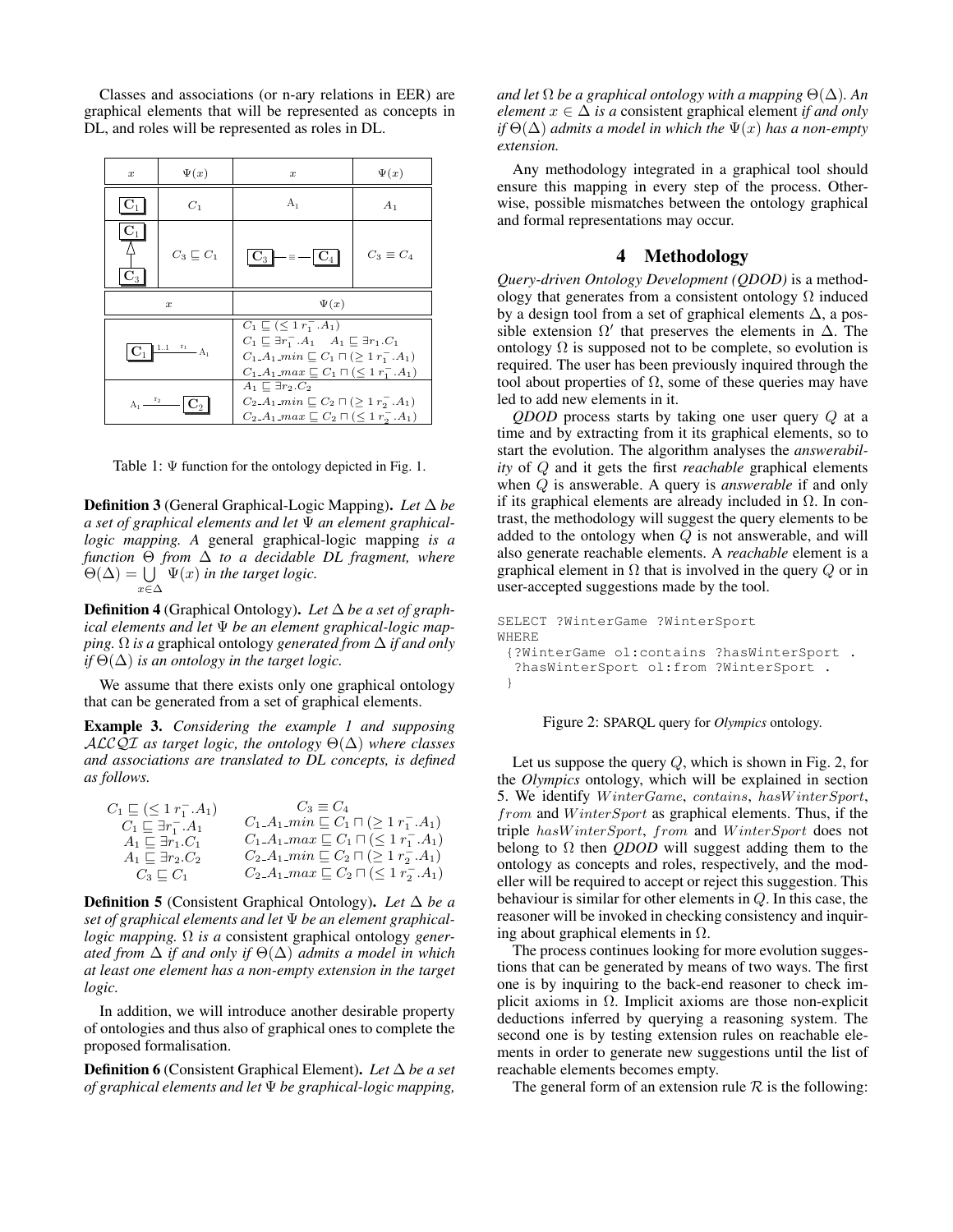Classes and associations (or n-ary relations in EER) are graphical elements that will be represented as concepts in DL, and roles will be represented as roles in DL.

| $x$ | $\Psi(x)$ | $x$ | $\Psi(x)$ |
|---|---|---|---|
| $C_1$ | $C_1$ | $A_1$ | $A_1$ |
| $C_1$ ◁ $C_3$ | $C_3 \sqsubseteq C_1$ | $C_3$ — ≡ — $C_4$ | $C_3 \equiv C_4$ |

| $x$ | $\Psi(x)$ |
|---|---|
| $C_1$ —1..1 $r_1$— $A_1$ | $C_1 \sqsubseteq (\leq 1\, r_1^-.A_1)$ <br> $C_1 \sqsubseteq \exists r_1^-.A_1 \quad A_1 \sqsubseteq \exists r_1.C_1$ <br> $C_1\_A_1\_min \sqsubseteq C_1 \sqcap (\geq 1\, r_1^-.A_1)$ <br> $C_1\_A_1\_max \sqsubseteq C_1 \sqcap (\leq 1\, r_1^-.A_1)$ |
| $A_1$ —$r_2$— $C_2$ | $A_1 \sqsubseteq \exists r_2.C_2$ <br> $C_2\_A_1\_min \sqsubseteq C_2 \sqcap (\geq 1\, r_2^-.A_1)$ <br> $C_2\_A_1\_max \sqsubseteq C_2 \sqcap (\leq 1\, r_2^-.A_1)$ |

Table 1: $\Psi$ function for the ontology depicted in Fig. 1.

**Definition 3** (General Graphical-Logic Mapping). *Let $\Delta$ be a set of graphical elements and let $\Psi$ an element graphical-logic mapping. A* general graphical-logic mapping *is a function $\Theta$ from $\Delta$ to a decidable DL fragment, where $\Theta(\Delta) = \bigcup_{x \in \Delta} \Psi(x)$ in the target logic.*

**Definition 4** (Graphical Ontology). *Let $\Delta$ be a set of graphical elements and let $\Psi$ be an element graphical-logic mapping. $\Omega$ is a* graphical ontology *generated from $\Delta$ if and only if $\Theta(\Delta)$ is an ontology in the target logic.*

We assume that there exists only one graphical ontology that can be generated from a set of graphical elements.

**Example 3.** *Considering the example 1 and supposing $\mathcal{ALCQI}$ as target logic, the ontology $\Theta(\Delta)$ where classes and associations are translated to DL concepts, is defined as follows.*

$$
\begin{array}{cc}
C_1 \sqsubseteq (\leq 1\, r_1^-.A_1) & C_3 \equiv C_4 \\
C_1 \sqsubseteq \exists r_1^-.A_1 & C_1\_A_1\_min \sqsubseteq C_1 \sqcap (\geq 1\, r_1^-.A_1) \\
A_1 \sqsubseteq \exists r_1.C_1 & C_1\_A_1\_max \sqsubseteq C_1 \sqcap (\leq 1\, r_1^-.A_1) \\
A_1 \sqsubseteq \exists r_2.C_2 & C_2\_A_1\_min \sqsubseteq C_2 \sqcap (\geq 1\, r_2^-.A_1) \\
C_3 \sqsubseteq C_1 & C_2\_A_1\_max \sqsubseteq C_2 \sqcap (\leq 1\, r_2^-.A_1)
\end{array}
$$

**Definition 5** (Consistent Graphical Ontology). *Let $\Delta$ be a set of graphical elements and let $\Psi$ be an element graphical-logic mapping. $\Omega$ is a* consistent graphical ontology *generated from $\Delta$ if and only if $\Theta(\Delta)$ admits a model in which at least one element has a non-empty extension in the target logic.*

In addition, we will introduce another desirable property of ontologies and thus also of graphical ones to complete the proposed formalisation.

**Definition 6** (Consistent Graphical Element). *Let $\Delta$ be a set of graphical elements and let $\Psi$ be graphical-logic mapping, and let $\Omega$ be a graphical ontology with a mapping $\Theta(\Delta)$. An element $x \in \Delta$ is a* consistent graphical element *if and only if $\Theta(\Delta)$ admits a model in which the $\Psi(x)$ has a non-empty extension.*

Any methodology integrated in a graphical tool should ensure this mapping in every step of the process. Otherwise, possible mismatches between the ontology graphical and formal representations may occur.

# 4 Methodology

*Query-driven Ontology Development (QDOD)* is a methodology that generates from a consistent ontology $\Omega$ induced by a design tool from a set of graphical elements $\Delta$, a possible extension $\Omega'$ that preserves the elements in $\Delta$. The ontology $\Omega$ is supposed not to be complete, so evolution is required. The user has been previously inquired through the tool about properties of $\Omega$, some of these queries may have led to add new elements in it.

*QDOD* process starts by taking one user query $Q$ at a time and by extracting from it its graphical elements, so to start the evolution. The algorithm analyses the *answerability* of $Q$ and it gets the first *reachable* graphical elements when $Q$ is answerable. A query is *answerable* if and only if its graphical elements are already included in $\Omega$. In contrast, the methodology will suggest the query elements to be added to the ontology when $Q$ is not answerable, and will also generate reachable elements. A *reachable* element is a graphical element in $\Omega$ that is involved in the query $Q$ or in user-accepted suggestions made by the tool.

```
SELECT ?WinterGame ?WinterSport
WHERE
 {?WinterGame ol:contains ?hasWinterSport .
  ?hasWinterSport ol:from ?WinterSport .
 }
```

Figure 2: SPARQL query for *Olympics* ontology.

Let us suppose the query $Q$, which is shown in Fig. 2, for the *Olympics* ontology, which will be explained in section 5. We identify $WinterGame$, $contains$, $hasWinterSport$, $from$ and $WinterSport$ as graphical elements. Thus, if the triple $hasWinterSport$, $from$ and $WinterSport$ does not belong to $\Omega$ then *QDOD* will suggest adding them to the ontology as concepts and roles, respectively, and the modeller will be required to accept or reject this suggestion. This behaviour is similar for other elements in $Q$. In this case, the reasoner will be invoked in checking consistency and inquiring about graphical elements in $\Omega$.

The process continues looking for more evolution suggestions that can be generated by means of two ways. The first one is by inquiring to the back-end reasoner to check implicit axioms in $\Omega$. Implicit axioms are those non-explicit deductions inferred by querying a reasoning system. The second one is by testing extension rules on reachable elements in order to generate new suggestions until the list of reachable elements becomes empty.

The general form of an extension rule $\mathcal{R}$ is the following: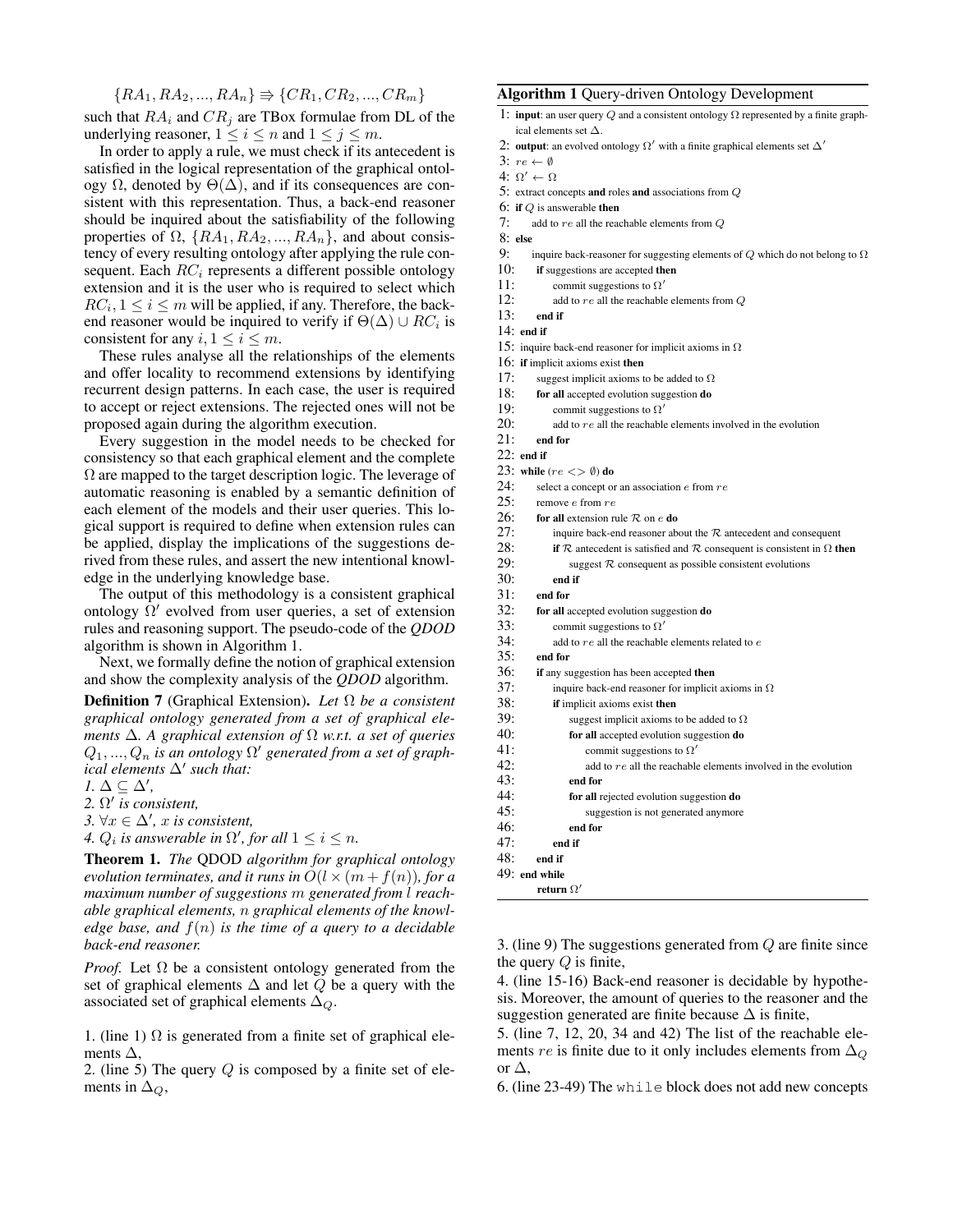$$\{RA_1, RA_2, ..., RA_n\} \Rrightarrow \{CR_1, CR_2, ..., CR_m\}$$

such that $RA_i$ and $CR_j$ are TBox formulae from DL of the underlying reasoner, $1 \leq i \leq n$ and $1 \leq j \leq m$.

In order to apply a rule, we must check if its antecedent is satisfied in the logical representation of the graphical ontology $\Omega$, denoted by $\Theta(\Delta)$, and if its consequences are consistent with this representation. Thus, a back-end reasoner should be inquired about the satisfiability of the following properties of $\Omega$, $\{RA_1, RA_2, ..., RA_n\}$, and about consistency of every resulting ontology after applying the rule consequent. Each $RC_i$ represents a different possible ontology extension and it is the user who is required to select which $RC_i, 1 \leq i \leq m$ will be applied, if any. Therefore, the back-end reasoner would be inquired to verify if $\Theta(\Delta) \cup RC_i$ is consistent for any $i, 1 \leq i \leq m$.

These rules analyse all the relationships of the elements and offer locality to recommend extensions by identifying recurrent design patterns. In each case, the user is required to accept or reject extensions. The rejected ones will not be proposed again during the algorithm execution.

Every suggestion in the model needs to be checked for consistency so that each graphical element and the complete $\Omega$ are mapped to the target description logic. The leverage of automatic reasoning is enabled by a semantic definition of each element of the models and their user queries. This logical support is required to define when extension rules can be applied, display the implications of the suggestions derived from these rules, and assert the new intentional knowledge in the underlying knowledge base.

The output of this methodology is a consistent graphical ontology $\Omega'$ evolved from user queries, a set of extension rules and reasoning support. The pseudo-code of the ***QDOD*** algorithm is shown in Algorithm 1.

Next, we formally define the notion of graphical extension and show the complexity analysis of the ***QDOD*** algorithm.

**Definition 7** (Graphical Extension)**.** *Let $\Omega$ be a consistent graphical ontology generated from a set of graphical elements $\Delta$. A graphical extension of $\Omega$ w.r.t. a set of queries $Q_1, ..., Q_n$ is an ontology $\Omega'$ generated from a set of graphical elements $\Delta'$ such that:*

*1. $\Delta \subseteq \Delta'$,*
*2. $\Omega'$ is consistent,*
*3. $\forall x \in \Delta'$, $x$ is consistent,*
*4. $Q_i$ is answerable in $\Omega'$, for all $1 \leq i \leq n$.*

**Theorem 1.** *The* QDOD *algorithm for graphical ontology evolution terminates, and it runs in $O(l \times (m + f(n))$, for a maximum number of suggestions $m$ generated from $l$ reachable graphical elements, $n$ graphical elements of the knowledge base, and $f(n)$ is the time of a query to a decidable back-end reasoner.*

*Proof.* Let $\Omega$ be a consistent ontology generated from the set of graphical elements $\Delta$ and let $Q$ be a query with the associated set of graphical elements $\Delta_Q$.

1. (line 1) $\Omega$ is generated from a finite set of graphical elements $\Delta$,
2. (line 5) The query $Q$ is composed by a finite set of elements in $\Delta_Q$,

**Algorithm 1** Query-driven Ontology Development

```
1: input: an user query Q and a consistent ontology Ω represented by a finite graphical elements set Δ.
2: output: an evolved ontology Ω' with a finite graphical elements set Δ'
3: re ← ∅
4: Ω' ← Ω
5: extract concepts and roles and associations from Q
6: if Q is answerable then
7:     add to re all the reachable elements from Q
8: else
9:     inquire back-reasoner for suggesting elements of Q which do not belong to Ω
10:    if suggestions are accepted then
11:        commit suggestions to Ω'
12:        add to re all the reachable elements from Q
13:    end if
14: end if
15: inquire back-end reasoner for implicit axioms in Ω
16: if implicit axioms exist then
17:     suggest implicit axioms to be added to Ω
18:     for all accepted evolution suggestion do
19:         commit suggestions to Ω'
20:         add to re all the reachable elements involved in the evolution
21:     end for
22: end if
23: while (re <> ∅) do
24:     select a concept or an association e from re
25:     remove e from re
26:     for all extension rule R on e do
27:         inquire back-end reasoner about the R antecedent and consequent
28:         if R antecedent is satisfied and R consequent is consistent in Ω then
29:             suggest R consequent as possible consistent evolutions
30:         end if
31:     end for
32:     for all accepted evolution suggestion do
33:         commit suggestions to Ω'
34:         add to re all the reachable elements related to e
35:     end for
36:     if any suggestion has been accepted then
37:         inquire back-end reasoner for implicit axioms in Ω
38:         if implicit axioms exist then
39:             suggest implicit axioms to be added to Ω
40:             for all accepted evolution suggestion do
41:                 commit suggestions to Ω'
42:                 add to re all the reachable elements involved in the evolution
43:             end for
44:             for all rejected evolution suggestion do
45:                 suggestion is not generated anymore
46:             end for
47:         end if
48:     end if
49: end while
    return Ω'
```

3. (line 9) The suggestions generated from $Q$ are finite since the query $Q$ is finite,
4. (line 15-16) Back-end reasoner is decidable by hypothesis. Moreover, the amount of queries to the reasoner and the suggestion generated are finite because $\Delta$ is finite,
5. (line 7, 12, 20, 34 and 42) The list of the reachable elements $re$ is finite due to it only includes elements from $\Delta_Q$ or $\Delta$,
6. (line 23-49) The `while` block does not add new concepts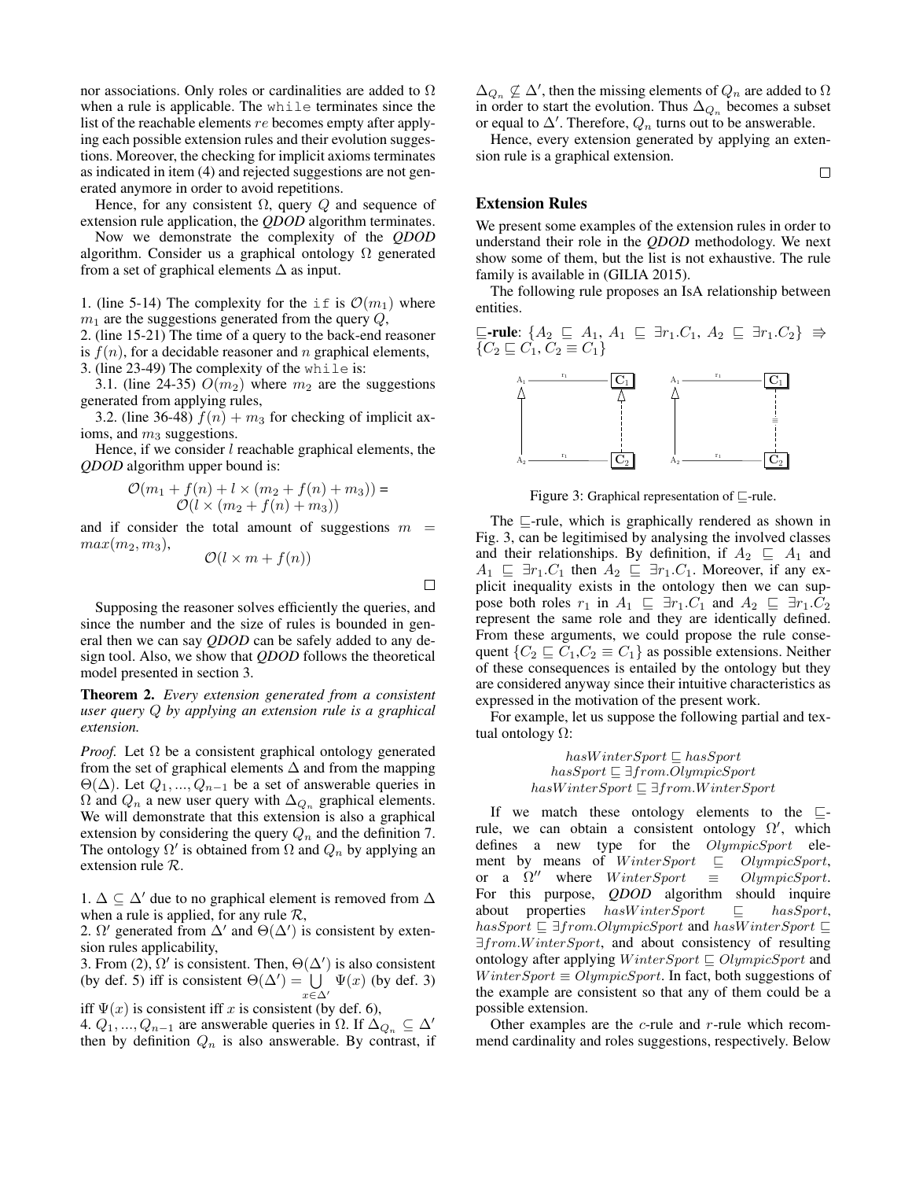nor associations. Only roles or cardinalities are added to $\Omega$ when a rule is applicable. The `while` terminates since the list of the reachable elements $re$ becomes empty after applying each possible extension rules and their evolution suggestions. Moreover, the checking for implicit axioms terminates as indicated in item (4) and rejected suggestions are not generated anymore in order to avoid repetitions.

Hence, for any consistent $\Omega$, query $Q$ and sequence of extension rule application, the ***QDOD*** algorithm terminates.

Now we demonstrate the complexity of the ***QDOD*** algorithm. Consider us a graphical ontology $\Omega$ generated from a set of graphical elements $\Delta$ as input.

1. (line 5-14) The complexity for the `if` is $\mathcal{O}(m_1)$ where $m_1$ are the suggestions generated from the query $Q$,
2. (line 15-21) The time of a query to the back-end reasoner is $f(n)$, for a decidable reasoner and $n$ graphical elements,
3. (line 23-49) The complexity of the `while` is:
   3.1. (line 24-35) $O(m_2)$ where $m_2$ are the suggestions generated from applying rules,
   3.2. (line 36-48) $f(n) + m_3$ for checking of implicit axioms, and $m_3$ suggestions.

Hence, if we consider $l$ reachable graphical elements, the ***QDOD*** algorithm upper bound is:

$$\mathcal{O}(m_1 + f(n) + l \times (m_2 + f(n) + m_3)) = \mathcal{O}(l \times (m_2 + f(n) + m_3))$$

and if consider the total amount of suggestions $m = max(m_2, m_3)$,

$$\mathcal{O}(l \times m + f(n))$$

□

Supposing the reasoner solves efficiently the queries, and since the number and the size of rules is bounded in general then we can say ***QDOD*** can be safely added to any design tool. Also, we show that ***QDOD*** follows the theoretical model presented in section 3.

**Theorem 2.** *Every extension generated from a consistent user query $Q$ by applying an extension rule is a graphical extension.*

*Proof.* Let $\Omega$ be a consistent graphical ontology generated from the set of graphical elements $\Delta$ and from the mapping $\Theta(\Delta)$. Let $Q_1, ..., Q_{n-1}$ be a set of answerable queries in $\Omega$ and $Q_n$ a new user query with $\Delta_{Q_n}$ graphical elements. We will demonstrate that this extension is also a graphical extension by considering the query $Q_n$ and the definition 7. The ontology $\Omega'$ is obtained from $\Omega$ and $Q_n$ by applying an extension rule $\mathcal{R}$.

1. $\Delta \subseteq \Delta'$ due to no graphical element is removed from $\Delta$ when a rule is applied, for any rule $\mathcal{R}$,
2. $\Omega'$ generated from $\Delta'$ and $\Theta(\Delta')$ is consistent by extension rules applicability,
3. From (2), $\Omega'$ is consistent. Then, $\Theta(\Delta')$ is also consistent (by def. 5) iff is consistent $\Theta(\Delta') = \bigcup_{x \in \Delta'} \Psi(x)$ (by def. 3) iff $\Psi(x)$ is consistent iff $x$ is consistent (by def. 6),
4. $Q_1, ..., Q_{n-1}$ are answerable queries in $\Omega$. If $\Delta_{Q_n} \subseteq \Delta'$ then by definition $Q_n$ is also answerable. By contrast, if $\Delta_{Q_n} \not\subseteq \Delta'$, then the missing elements of $Q_n$ are added to $\Omega$ in order to start the evolution. Thus $\Delta_{Q_n}$ becomes a subset or equal to $\Delta'$. Therefore, $Q_n$ turns out to be answerable.

Hence, every extension generated by applying an extension rule is a graphical extension.

□

## Extension Rules

We present some examples of the extension rules in order to understand their role in the ***QDOD*** methodology. We next show some of them, but the list is not exhaustive. The rule family is available in (GILIA 2015).

The following rule proposes an IsA relationship between entities.

**$\sqsubseteq$-rule**: $\{A_2 \sqsubseteq A_1,\ A_1 \sqsubseteq \exists r_1.C_1,\ A_2 \sqsubseteq \exists r_1.C_2\} \Rightarrow \{C_2 \sqsubseteq C_1,\ C_2 \equiv C_1\}$

Figure 3: Graphical representation of $\sqsubseteq$-rule.

The $\sqsubseteq$-rule, which is graphically rendered as shown in Fig. 3, can be legitimised by analysing the involved classes and their relationships. By definition, if $A_2 \sqsubseteq A_1$ and $A_1 \sqsubseteq \exists r_1.C_1$ then $A_2 \sqsubseteq \exists r_1.C_1$. Moreover, if any explicit inequality exists in the ontology then we can suppose both roles $r_1$ in $A_1 \sqsubseteq \exists r_1.C_1$ and $A_2 \sqsubseteq \exists r_1.C_2$ represent the same role and they are identically defined. From these arguments, we could propose the rule consequent $\{C_2 \sqsubseteq C_1, C_2 \equiv C_1\}$ as possible extensions. Neither of these consequences is entailed by the ontology but they are considered anyway since their intuitive characteristics as expressed in the motivation of the present work.

For example, let us suppose the following partial and textual ontology $\Omega$:

$$hasWinterSport \sqsubseteq hasSport$$
$$hasSport \sqsubseteq \exists from.OlympicSport$$
$$hasWinterSport \sqsubseteq \exists from.WinterSport$$

If we match these ontology elements to the $\sqsubseteq$-rule, we can obtain a consistent ontology $\Omega'$, which defines a new type for the $OlympicSport$ element by means of $WinterSport \sqsubseteq OlympicSport$, or a $\Omega''$ where $WinterSport \equiv OlympicSport$. For this purpose, ***QDOD*** algorithm should inquire about properties $hasWinterSport \sqsubseteq hasSport$, $hasSport \sqsubseteq \exists from.OlympicSport$ and $hasWinterSport \sqsubseteq \exists from.WinterSport$, and about consistency of resulting ontology after applying $WinterSport \sqsubseteq OlympicSport$ and $WinterSport \equiv OlympicSport$. In fact, both suggestions of the example are consistent so that any of them could be a possible extension.

Other examples are the $c$-rule and $r$-rule which recommend cardinality and roles suggestions, respectively. Below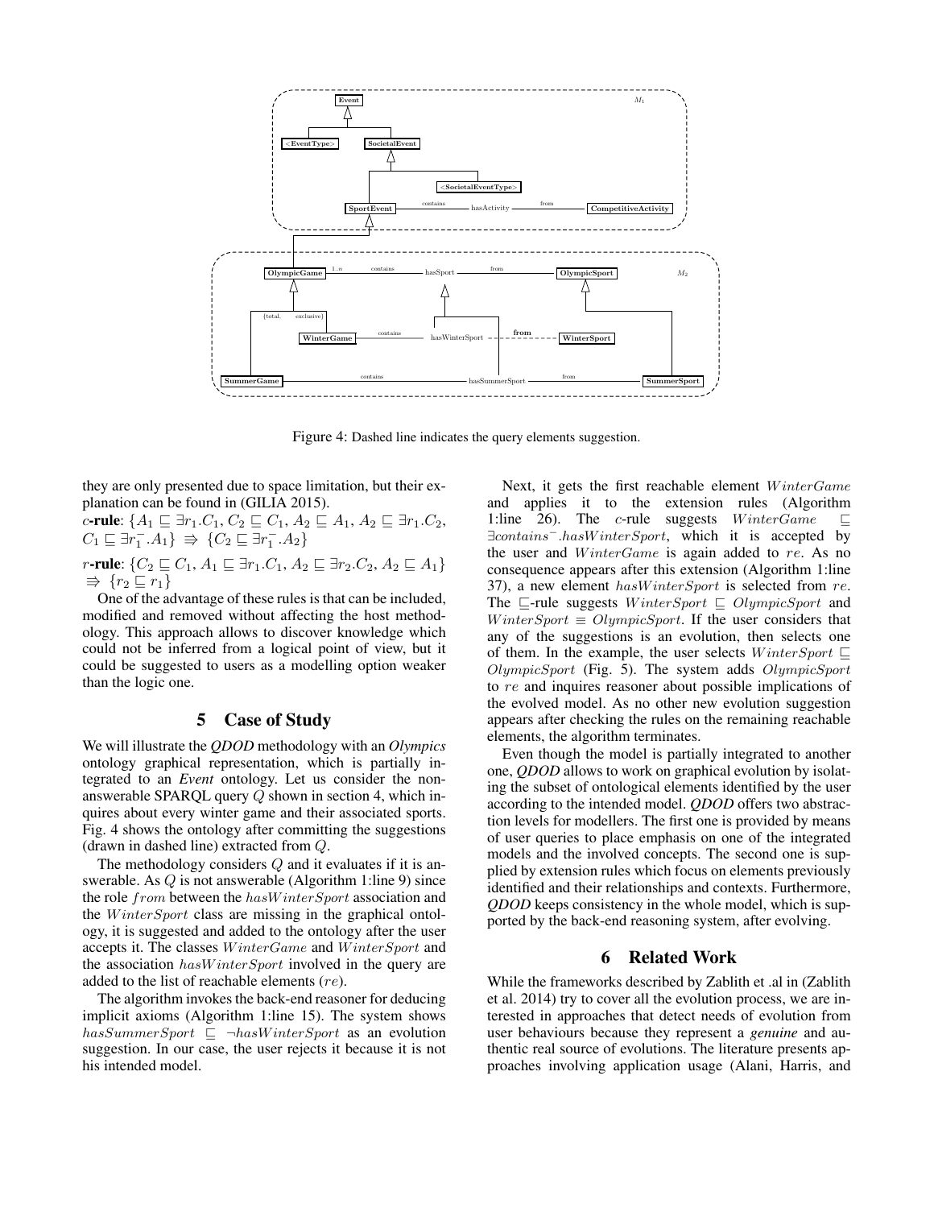Figure 4: Dashed line indicates the query elements suggestion.

they are only presented due to space limitation, but their explanation can be found in (GILIA 2015).

$c$-**rule**: $\{A_1 \sqsubseteq \exists r_1.C_1, C_2 \sqsubseteq C_1, A_2 \sqsubseteq A_1, A_2 \sqsubseteq \exists r_1.C_2, C_1 \sqsubseteq \exists r_1^-.A_1\} \Rightarrow \{C_2 \sqsubseteq \exists r_1^-.A_2\}$

$r$-**rule**: $\{C_2 \sqsubseteq C_1, A_1 \sqsubseteq \exists r_1.C_1, A_2 \sqsubseteq \exists r_2.C_2, A_2 \sqsubseteq A_1\} \Rightarrow \{r_2 \sqsubseteq r_1\}$

One of the advantage of these rules is that can be included, modified and removed without affecting the host methodology. This approach allows to discover knowledge which could not be inferred from a logical point of view, but it could be suggested to users as a modelling option weaker than the logic one.

## 5 Case of Study

We will illustrate the ***QDOD*** methodology with an ***Olympics*** ontology graphical representation, which is partially integrated to an ***Event*** ontology. Let us consider the non-answerable SPARQL query $Q$ shown in section 4, which inquires about every winter game and their associated sports. Fig. 4 shows the ontology after committing the suggestions (drawn in dashed line) extracted from $Q$.

The methodology considers $Q$ and it evaluates if it is answerable. As $Q$ is not answerable (Algorithm 1:line 9) since the role $from$ between the $hasWinterSport$ association and the $WinterSport$ class are missing in the graphical ontology, it is suggested and added to the ontology after the user accepts it. The classes $WinterGame$ and $WinterSport$ and the association $hasWinterSport$ involved in the query are added to the list of reachable elements ($re$).

The algorithm invokes the back-end reasoner for deducing implicit axioms (Algorithm 1:line 15). The system shows $hasSummerSport \sqsubseteq \neg hasWinterSport$ as an evolution suggestion. In our case, the user rejects it because it is not his intended model.

Next, it gets the first reachable element $WinterGame$ and applies it to the extension rules (Algorithm 1:line 26). The $c$-rule suggests $WinterGame \sqsubseteq \exists contains^-.hasWinterSport$, which it is accepted by the user and $WinterGame$ is again added to $re$. As no consequence appears after this extension (Algorithm 1:line 37), a new element $hasWinterSport$ is selected from $re$. The $\sqsubseteq$-rule suggests $WinterSport \sqsubseteq OlympicSport$ and $WinterSport \equiv OlympicSport$. If the user considers that any of the suggestions is an evolution, then selects one of them. In the example, the user selects $WinterSport \sqsubseteq OlympicSport$ (Fig. 5). The system adds $OlympicSport$ to $re$ and inquires reasoner about possible implications of the evolved model. As no other new evolution suggestion appears after checking the rules on the remaining reachable elements, the algorithm terminates.

Even though the model is partially integrated to another one, ***QDOD*** allows to work on graphical evolution by isolating the subset of ontological elements identified by the user according to the intended model. ***QDOD*** offers two abstraction levels for modellers. The first one is provided by means of user queries to place emphasis on one of the integrated models and the involved concepts. The second one is supplied by extension rules which focus on elements previously identified and their relationships and contexts. Furthermore, ***QDOD*** keeps consistency in the whole model, which is supported by the back-end reasoning system, after evolving.

## 6 Related Work

While the frameworks described by Zablith et .al in (Zablith et al. 2014) try to cover all the evolution process, we are interested in approaches that detect needs of evolution from user behaviours because they represent a *genuine* and authentic real source of evolutions. The literature presents approaches involving application usage (Alani, Harris, and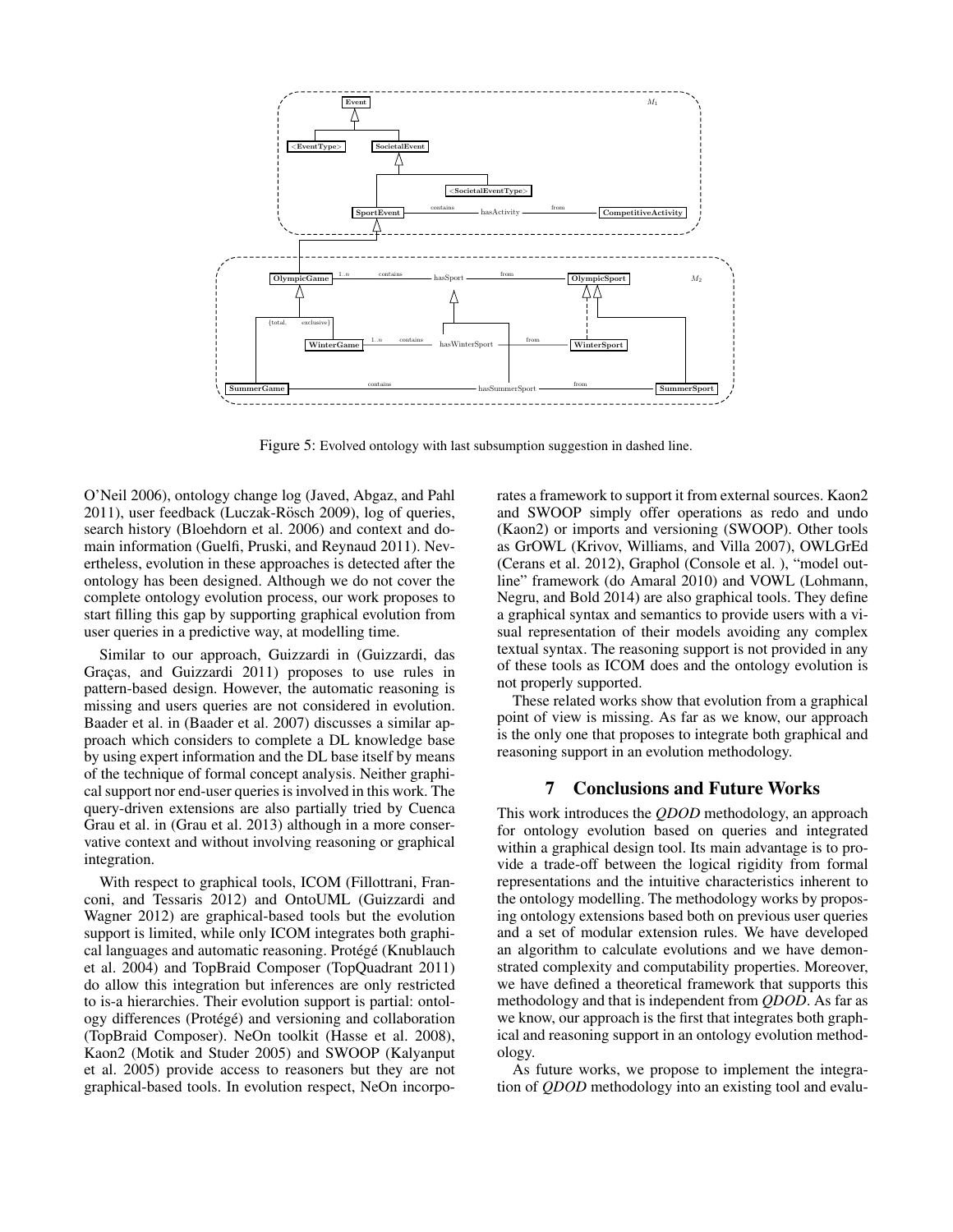Figure 5: Evolved ontology with last subsumption suggestion in dashed line.

O'Neil 2006), ontology change log (Javed, Abgaz, and Pahl 2011), user feedback (Luczak-Rösch 2009), log of queries, search history (Bloehdorn et al. 2006) and context and domain information (Guelfi, Pruski, and Reynaud 2011). Nevertheless, evolution in these approaches is detected after the ontology has been designed. Although we do not cover the complete ontology evolution process, our work proposes to start filling this gap by supporting graphical evolution from user queries in a predictive way, at modelling time.

Similar to our approach, Guizzardi in (Guizzardi, das Graças, and Guizzardi 2011) proposes to use rules in pattern-based design. However, the automatic reasoning is missing and users queries are not considered in evolution. Baader et al. in (Baader et al. 2007) discusses a similar approach which considers to complete a DL knowledge base by using expert information and the DL base itself by means of the technique of formal concept analysis. Neither graphical support nor end-user queries is involved in this work. The query-driven extensions are also partially tried by Cuenca Grau et al. in (Grau et al. 2013) although in a more conservative context and without involving reasoning or graphical integration.

With respect to graphical tools, ICOM (Fillottrani, Franconi, and Tessaris 2012) and OntoUML (Guizzardi and Wagner 2012) are graphical-based tools but the evolution support is limited, while only ICOM integrates both graphical languages and automatic reasoning. Protégé (Knublauch et al. 2004) and TopBraid Composer (TopQuadrant 2011) do allow this integration but inferences are only restricted to is-a hierarchies. Their evolution support is partial: ontology differences (Protégé) and versioning and collaboration (TopBraid Composer). NeOn toolkit (Hasse et al. 2008), Kaon2 (Motik and Studer 2005) and SWOOP (Kalyanput et al. 2005) provide access to reasoners but they are not graphical-based tools. In evolution respect, NeOn incorporates a framework to support it from external sources. Kaon2 and SWOOP simply offer operations as redo and undo (Kaon2) or imports and versioning (SWOOP). Other tools as GrOWL (Krivov, Williams, and Villa 2007), OWLGrEd (Cerans et al. 2012), Graphol (Console et al. ), "model outline" framework (do Amaral 2010) and VOWL (Lohmann, Negru, and Bold 2014) are also graphical tools. They define a graphical syntax and semantics to provide users with a visual representation of their models avoiding any complex textual syntax. The reasoning support is not provided in any of these tools as ICOM does and the ontology evolution is not properly supported.

These related works show that evolution from a graphical point of view is missing. As far as we know, our approach is the only one that proposes to integrate both graphical and reasoning support in an evolution methodology.

## 7 Conclusions and Future Works

This work introduces the *QDOD* methodology, an approach for ontology evolution based on queries and integrated within a graphical design tool. Its main advantage is to provide a trade-off between the logical rigidity from formal representations and the intuitive characteristics inherent to the ontology modelling. The methodology works by proposing ontology extensions based both on previous user queries and a set of modular extension rules. We have developed an algorithm to calculate evolutions and we have demonstrated complexity and computability properties. Moreover, we have defined a theoretical framework that supports this methodology and that is independent from *QDOD*. As far as we know, our approach is the first that integrates both graphical and reasoning support in an ontology evolution methodology.

As future works, we propose to implement the integration of *QDOD* methodology into an existing tool and evalu-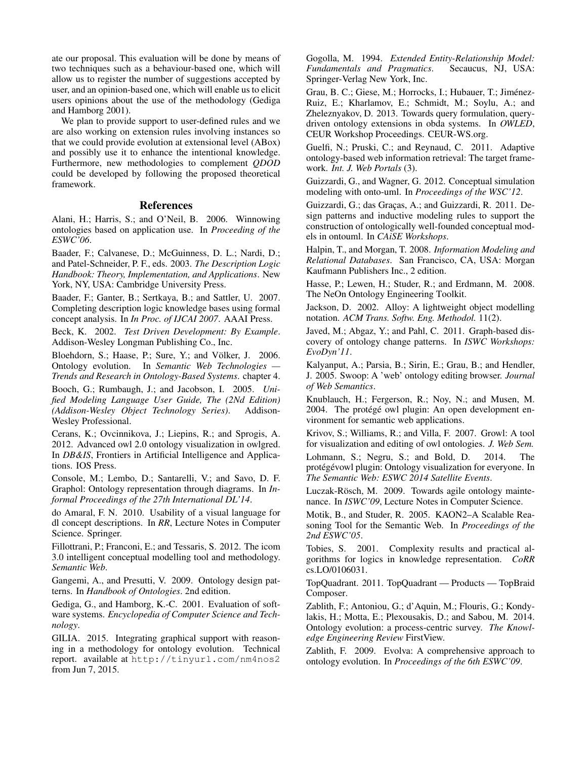ate our proposal. This evaluation will be done by means of two techniques such as a behaviour-based one, which will allow us to register the number of suggestions accepted by user, and an opinion-based one, which will enable us to elicit users opinions about the use of the methodology (Gediga and Hamborg 2001).

We plan to provide support to user-defined rules and we are also working on extension rules involving instances so that we could provide evolution at extensional level (ABox) and possibly use it to enhance the intentional knowledge. Furthermore, new methodologies to complement *QDOD* could be developed by following the proposed theoretical framework.

## References

Alani, H.; Harris, S.; and O'Neil, B. 2006. Winnowing ontologies based on application use. In *Proceeding of the ESWC'06*.

Baader, F.; Calvanese, D.; McGuinness, D. L.; Nardi, D.; and Patel-Schneider, P. F., eds. 2003. *The Description Logic Handbook: Theory, Implementation, and Applications*. New York, NY, USA: Cambridge University Press.

Baader, F.; Ganter, B.; Sertkaya, B.; and Sattler, U. 2007. Completing description logic knowledge bases using formal concept analysis. In *In Proc. of IJCAI 2007*. AAAI Press.

Beck, K. 2002. *Test Driven Development: By Example*. Addison-Wesley Longman Publishing Co., Inc.

Bloehdorn, S.; Haase, P.; Sure, Y.; and Völker, J. 2006. Ontology evolution. In *Semantic Web Technologies — Trends and Research in Ontology-Based Systems*. chapter 4.

Booch, G.; Rumbaugh, J.; and Jacobson, I. 2005. *Unified Modeling Language User Guide, The (2Nd Edition) (Addison-Wesley Object Technology Series)*. Addison-Wesley Professional.

Cerans, K.; Ovcinnikova, J.; Liepins, R.; and Sprogis, A. 2012. Advanced owl 2.0 ontology visualization in owlgred. In *DB&IS*, Frontiers in Artificial Intelligence and Applications. IOS Press.

Console, M.; Lembo, D.; Santarelli, V.; and Savo, D. F. Graphol: Ontology representation through diagrams. In *Informal Proceedings of the 27th International DL'14*.

do Amaral, F. N. 2010. Usability of a visual language for dl concept descriptions. In *RR*, Lecture Notes in Computer Science. Springer.

Fillottrani, P.; Franconi, E.; and Tessaris, S. 2012. The icom 3.0 intelligent conceptual modelling tool and methodology. *Semantic Web*.

Gangemi, A., and Presutti, V. 2009. Ontology design patterns. In *Handbook of Ontologies*. 2nd edition.

Gediga, G., and Hamborg, K.-C. 2001. Evaluation of software systems. *Encyclopedia of Computer Science and Technology*.

GILIA. 2015. Integrating graphical support with reasoning in a methodology for ontology evolution. Technical report. available at `http://tinyurl.com/nm4nos2` from Jun 7, 2015.

Gogolla, M. 1994. *Extended Entity-Relationship Model: Fundamentals and Pragmatics*. Secaucus, NJ, USA: Springer-Verlag New York, Inc.

Grau, B. C.; Giese, M.; Horrocks, I.; Hubauer, T.; Jiménez-Ruiz, E.; Kharlamov, E.; Schmidt, M.; Soylu, A.; and Zheleznyakov, D. 2013. Towards query formulation, query-driven ontology extensions in obda systems. In *OWLED*, CEUR Workshop Proceedings. CEUR-WS.org.

Guelfi, N.; Pruski, C.; and Reynaud, C. 2011. Adaptive ontology-based web information retrieval: The target framework. *Int. J. Web Portals* (3).

Guizzardi, G., and Wagner, G. 2012. Conceptual simulation modeling with onto-uml. In *Proceedings of the WSC'12*.

Guizzardi, G.; das Graças, A.; and Guizzardi, R. 2011. Design patterns and inductive modeling rules to support the construction of ontologically well-founded conceptual models in ontouml. In *CAiSE Workshops*.

Halpin, T., and Morgan, T. 2008. *Information Modeling and Relational Databases*. San Francisco, CA, USA: Morgan Kaufmann Publishers Inc., 2 edition.

Hasse, P.; Lewen, H.; Studer, R.; and Erdmann, M. 2008. The NeOn Ontology Engineering Toolkit.

Jackson, D. 2002. Alloy: A lightweight object modelling notation. *ACM Trans. Softw. Eng. Methodol.* 11(2).

Javed, M.; Abgaz, Y.; and Pahl, C. 2011. Graph-based discovery of ontology change patterns. In *ISWC Workshops: EvoDyn'11*.

Kalyanput, A.; Parsia, B.; Sirin, E.; Grau, B.; and Hendler, J. 2005. Swoop: A 'web' ontology editing browser. *Journal of Web Semantics*.

Knublauch, H.; Fergerson, R.; Noy, N.; and Musen, M. 2004. The protégé owl plugin: An open development environment for semantic web applications.

Krivov, S.; Williams, R.; and Villa, F. 2007. Growl: A tool for visualization and editing of owl ontologies. *J. Web Sem.*

Lohmann, S.; Negru, S.; and Bold, D. 2014. The protégévowl plugin: Ontology visualization for everyone. In *The Semantic Web: ESWC 2014 Satellite Events*.

Luczak-Rösch, M. 2009. Towards agile ontology maintenance. In *ISWC'09*, Lecture Notes in Computer Science.

Motik, B., and Studer, R. 2005. KAON2–A Scalable Reasoning Tool for the Semantic Web. In *Proceedings of the 2nd ESWC'05*.

Tobies, S. 2001. Complexity results and practical algorithms for logics in knowledge representation. *CoRR* cs.LO/0106031.

TopQuadrant. 2011. TopQuadrant — Products — TopBraid Composer.

Zablith, F.; Antoniou, G.; d'Aquin, M.; Flouris, G.; Kondylakis, H.; Motta, E.; Plexousakis, D.; and Sabou, M. 2014. Ontology evolution: a process-centric survey. *The Knowledge Engineering Review* FirstView.

Zablith, F. 2009. Evolva: A comprehensive approach to ontology evolution. In *Proceedings of the 6th ESWC'09*.